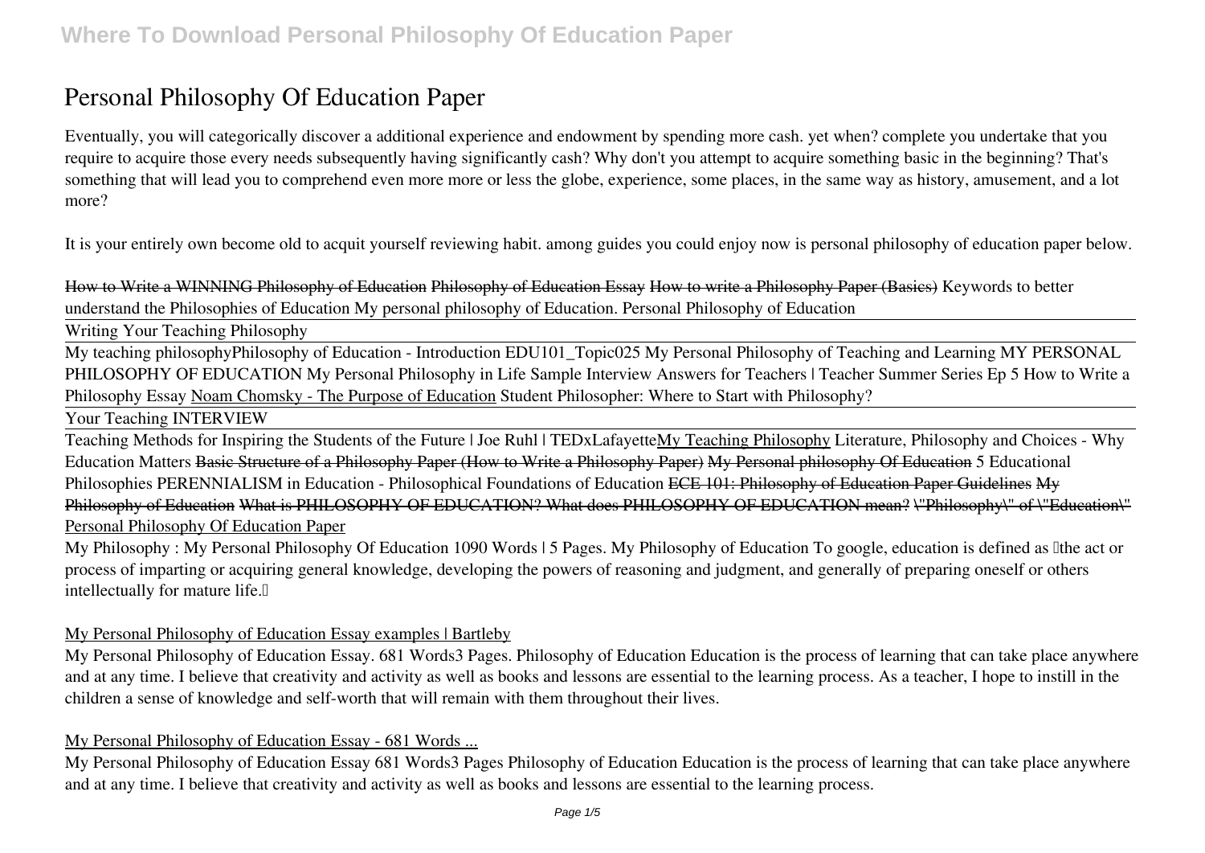# Personal Philosophy Of Education Paper

Eventually, you will categorically discover a additional experience and endowment by spending more cash. yet when? complete you undertake that you require to acquire those every needs subsequently having significantly cash? Why don't you attempt to acquire something basic in the beginning? That's something that will lead you to comprehend even more more or less the globe, experience, some places, in the same way as history, amusement, and a lot more?

It is your entirely own become old to acquit yourself reviewing habit. among guides you could enjoy now is personal philosophy of education paper below.

~~How to Write a WINNING Philosophy of Education~~ ~~Philosophy of Education Essay~~ ~~How to write a Philosophy Paper (Basics)~~ *Keywords to better understand the Philosophies of Education* *My personal philosophy of Education.* *Personal Philosophy of Education*

Writing Your Teaching Philosophy

My teaching philosophy*Philosophy of Education - Introduction* *EDU101_Topic025* *My Personal Philosophy of Teaching and Learning* *MY PERSONAL PHILOSOPHY OF EDUCATION* *My Personal Philosophy in Life* *Sample Interview Answers for Teachers | Teacher Summer Series Ep 5* *How to Write a Philosophy Essay* Noam Chomsky - The Purpose of Education *Student Philosopher: Where to Start with Philosophy?*

Your Teaching INTERVIEW

Teaching Methods for Inspiring the Students of the Future | Joe Ruhl | TEDxLafayetteMy Teaching Philosophy *Literature, Philosophy and Choices - Why Education Matters* ~~Basic Structure of a Philosophy Paper (How to Write a Philosophy Paper)~~ ~~My Personal philosophy Of Education~~ *5 Educational Philosophies* *PERENNIALISM in Education - Philosophical Foundations of Education* ~~ECE 101: Philosophy of Education Paper Guidelines~~ ~~My Philosophy of Education~~ ~~What is PHILOSOPHY OF EDUCATION? What does PHILOSOPHY OF EDUCATION mean?~~ ~~"Philosophy" of "Education"~~

## Personal Philosophy Of Education Paper

My Philosophy : My Personal Philosophy Of Education 1090 Words | 5 Pages. My Philosophy of Education To google, education is defined as "the act or process of imparting or acquiring general knowledge, developing the powers of reasoning and judgment, and generally of preparing oneself or others intellectually for mature life."

### My Personal Philosophy of Education Essay examples | Bartleby

My Personal Philosophy of Education Essay. 681 Words3 Pages. Philosophy of Education Education is the process of learning that can take place anywhere and at any time. I believe that creativity and activity as well as books and lessons are essential to the learning process. As a teacher, I hope to instill in the children a sense of knowledge and self-worth that will remain with them throughout their lives.

### My Personal Philosophy of Education Essay - 681 Words ...

My Personal Philosophy of Education Essay 681 Words3 Pages Philosophy of Education Education is the process of learning that can take place anywhere and at any time. I believe that creativity and activity as well as books and lessons are essential to the learning process.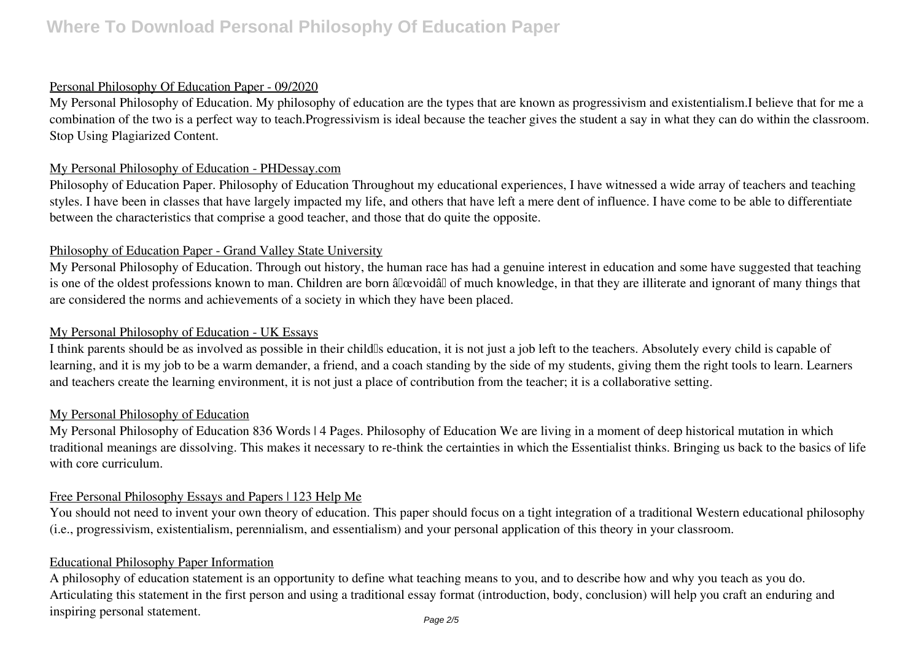## Personal Philosophy Of Education Paper - 09/2020

My Personal Philosophy of Education. My philosophy of education are the types that are known as progressivism and existentialism.I believe that for me a combination of the two is a perfect way to teach.Progressivism is ideal because the teacher gives the student a say in what they can do within the classroom. Stop Using Plagiarized Content.

## My Personal Philosophy of Education - PHDessay.com

Philosophy of Education Paper. Philosophy of Education Throughout my educational experiences, I have witnessed a wide array of teachers and teaching styles. I have been in classes that have largely impacted my life, and others that have left a mere dent of influence. I have come to be able to differentiate between the characteristics that comprise a good teacher, and those that do quite the opposite.

## Philosophy of Education Paper - Grand Valley State University

My Personal Philosophy of Education. Through out history, the human race has had a genuine interest in education and some have suggested that teaching is one of the oldest professions known to man. Children are born â€œvoidâ€ of much knowledge, in that they are illiterate and ignorant of many things that are considered the norms and achievements of a society in which they have been placed.

## My Personal Philosophy of Education - UK Essays

I think parents should be as involved as possible in their child's education, it is not just a job left to the teachers. Absolutely every child is capable of learning, and it is my job to be a warm demander, a friend, and a coach standing by the side of my students, giving them the right tools to learn. Learners and teachers create the learning environment, it is not just a place of contribution from the teacher; it is a collaborative setting.

## My Personal Philosophy of Education

My Personal Philosophy of Education 836 Words | 4 Pages. Philosophy of Education We are living in a moment of deep historical mutation in which traditional meanings are dissolving. This makes it necessary to re-think the certainties in which the Essentialist thinks. Bringing us back to the basics of life with core curriculum.

## Free Personal Philosophy Essays and Papers | 123 Help Me

You should not need to invent your own theory of education. This paper should focus on a tight integration of a traditional Western educational philosophy (i.e., progressivism, existentialism, perennialism, and essentialism) and your personal application of this theory in your classroom.

## Educational Philosophy Paper Information

A philosophy of education statement is an opportunity to define what teaching means to you, and to describe how and why you teach as you do. Articulating this statement in the first person and using a traditional essay format (introduction, body, conclusion) will help you craft an enduring and inspiring personal statement.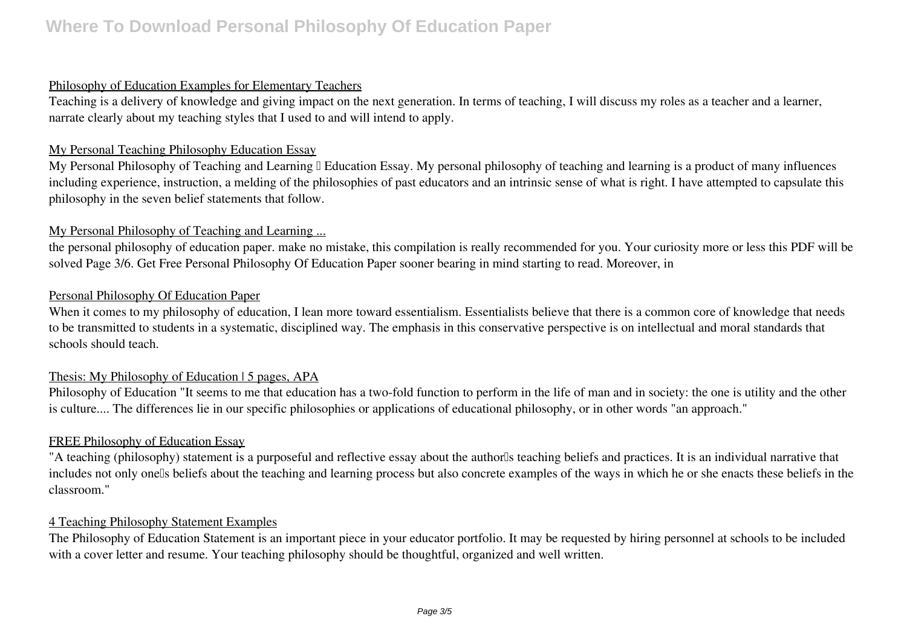### Philosophy of Education Examples for Elementary Teachers

Teaching is a delivery of knowledge and giving impact on the next generation. In terms of teaching, I will discuss my roles as a teacher and a learner, narrate clearly about my teaching styles that I used to and will intend to apply.

### My Personal Teaching Philosophy Education Essay

My Personal Philosophy of Teaching and Learning – Education Essay. My personal philosophy of teaching and learning is a product of many influences including experience, instruction, a melding of the philosophies of past educators and an intrinsic sense of what is right. I have attempted to capsulate this philosophy in the seven belief statements that follow.

### My Personal Philosophy of Teaching and Learning ...

the personal philosophy of education paper. make no mistake, this compilation is really recommended for you. Your curiosity more or less this PDF will be solved Page 3/6. Get Free Personal Philosophy Of Education Paper sooner bearing in mind starting to read. Moreover, in

### Personal Philosophy Of Education Paper

When it comes to my philosophy of education, I lean more toward essentialism. Essentialists believe that there is a common core of knowledge that needs to be transmitted to students in a systematic, disciplined way. The emphasis in this conservative perspective is on intellectual and moral standards that schools should teach.

### Thesis: My Philosophy of Education | 5 pages, APA

Philosophy of Education "It seems to me that education has a two-fold function to perform in the life of man and in society: the one is utility and the other is culture.... The differences lie in our specific philosophies or applications of educational philosophy, or in other words "an approach."

### FREE Philosophy of Education Essay

"A teaching (philosophy) statement is a purposeful and reflective essay about the author's teaching beliefs and practices. It is an individual narrative that includes not only one's beliefs about the teaching and learning process but also concrete examples of the ways in which he or she enacts these beliefs in the classroom."

### 4 Teaching Philosophy Statement Examples

The Philosophy of Education Statement is an important piece in your educator portfolio. It may be requested by hiring personnel at schools to be included with a cover letter and resume. Your teaching philosophy should be thoughtful, organized and well written.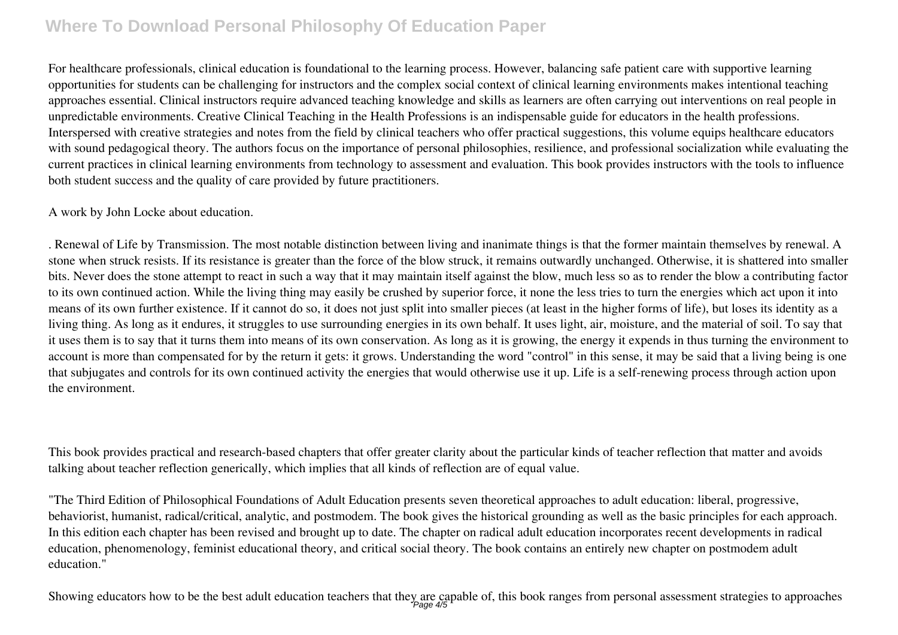For healthcare professionals, clinical education is foundational to the learning process. However, balancing safe patient care with supportive learning opportunities for students can be challenging for instructors and the complex social context of clinical learning environments makes intentional teaching approaches essential. Clinical instructors require advanced teaching knowledge and skills as learners are often carrying out interventions on real people in unpredictable environments. Creative Clinical Teaching in the Health Professions is an indispensable guide for educators in the health professions. Interspersed with creative strategies and notes from the field by clinical teachers who offer practical suggestions, this volume equips healthcare educators with sound pedagogical theory. The authors focus on the importance of personal philosophies, resilience, and professional socialization while evaluating the current practices in clinical learning environments from technology to assessment and evaluation. This book provides instructors with the tools to influence both student success and the quality of care provided by future practitioners.

A work by John Locke about education.

. Renewal of Life by Transmission. The most notable distinction between living and inanimate things is that the former maintain themselves by renewal. A stone when struck resists. If its resistance is greater than the force of the blow struck, it remains outwardly unchanged. Otherwise, it is shattered into smaller bits. Never does the stone attempt to react in such a way that it may maintain itself against the blow, much less so as to render the blow a contributing factor to its own continued action. While the living thing may easily be crushed by superior force, it none the less tries to turn the energies which act upon it into means of its own further existence. If it cannot do so, it does not just split into smaller pieces (at least in the higher forms of life), but loses its identity as a living thing. As long as it endures, it struggles to use surrounding energies in its own behalf. It uses light, air, moisture, and the material of soil. To say that it uses them is to say that it turns them into means of its own conservation. As long as it is growing, the energy it expends in thus turning the environment to account is more than compensated for by the return it gets: it grows. Understanding the word "control" in this sense, it may be said that a living being is one that subjugates and controls for its own continued activity the energies that would otherwise use it up. Life is a self-renewing process through action upon the environment.

This book provides practical and research-based chapters that offer greater clarity about the particular kinds of teacher reflection that matter and avoids talking about teacher reflection generically, which implies that all kinds of reflection are of equal value.

"The Third Edition of Philosophical Foundations of Adult Education presents seven theoretical approaches to adult education: liberal, progressive, behaviorist, humanist, radical/critical, analytic, and postmodem. The book gives the historical grounding as well as the basic principles for each approach. In this edition each chapter has been revised and brought up to date. The chapter on radical adult education incorporates recent developments in radical education, phenomenology, feminist educational theory, and critical social theory. The book contains an entirely new chapter on postmodem adult education."

Showing educators how to be the best adult education teachers that they are capable of, this book ranges from personal assessment strategies to approaches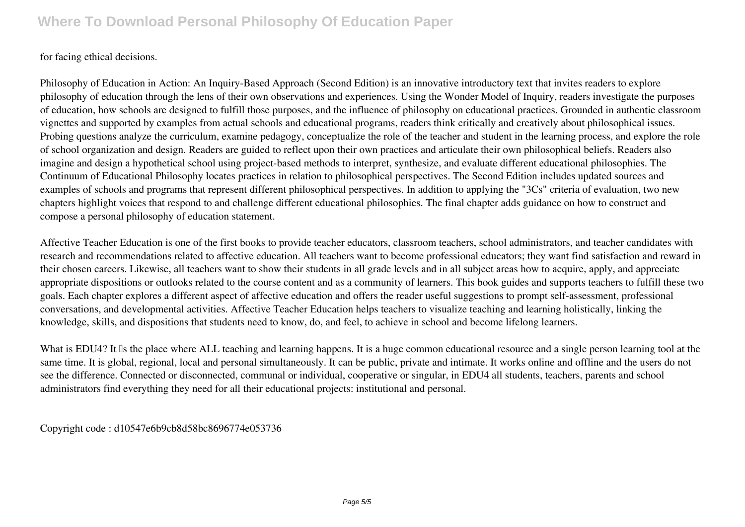for facing ethical decisions.

Philosophy of Education in Action: An Inquiry-Based Approach (Second Edition) is an innovative introductory text that invites readers to explore philosophy of education through the lens of their own observations and experiences. Using the Wonder Model of Inquiry, readers investigate the purposes of education, how schools are designed to fulfill those purposes, and the influence of philosophy on educational practices. Grounded in authentic classroom vignettes and supported by examples from actual schools and educational programs, readers think critically and creatively about philosophical issues. Probing questions analyze the curriculum, examine pedagogy, conceptualize the role of the teacher and student in the learning process, and explore the role of school organization and design. Readers are guided to reflect upon their own practices and articulate their own philosophical beliefs. Readers also imagine and design a hypothetical school using project-based methods to interpret, synthesize, and evaluate different educational philosophies. The Continuum of Educational Philosophy locates practices in relation to philosophical perspectives. The Second Edition includes updated sources and examples of schools and programs that represent different philosophical perspectives. In addition to applying the "3Cs" criteria of evaluation, two new chapters highlight voices that respond to and challenge different educational philosophies. The final chapter adds guidance on how to construct and compose a personal philosophy of education statement.

Affective Teacher Education is one of the first books to provide teacher educators, classroom teachers, school administrators, and teacher candidates with research and recommendations related to affective education. All teachers want to become professional educators; they want find satisfaction and reward in their chosen careers. Likewise, all teachers want to show their students in all grade levels and in all subject areas how to acquire, apply, and appreciate appropriate dispositions or outlooks related to the course content and as a community of learners. This book guides and supports teachers to fulfill these two goals. Each chapter explores a different aspect of affective education and offers the reader useful suggestions to prompt self-assessment, professional conversations, and developmental activities. Affective Teacher Education helps teachers to visualize teaching and learning holistically, linking the knowledge, skills, and dispositions that students need to know, do, and feel, to achieve in school and become lifelong learners.

What is EDU4? It Is the place where ALL teaching and learning happens. It is a huge common educational resource and a single person learning tool at the same time. It is global, regional, local and personal simultaneously. It can be public, private and intimate. It works online and offline and the users do not see the difference. Connected or disconnected, communal or individual, cooperative or singular, in EDU4 all students, teachers, parents and school administrators find everything they need for all their educational projects: institutional and personal.

Copyright code : d10547e6b9cb8d58bc8696774e053736